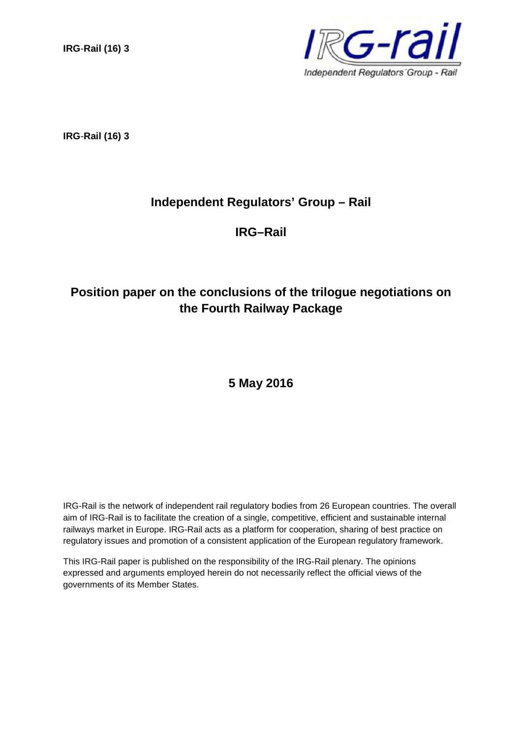**IRG-Rail (16) 3**

**IRG-Rail (16) 3**

# Independent Regulators' Group – Rail

## IRG–Rail

# Position paper on the conclusions of the trilogue negotiations on the Fourth Railway Package

## 5 May 2016

IRG-Rail is the network of independent rail regulatory bodies from 26 European countries. The overall aim of IRG-Rail is to facilitate the creation of a single, competitive, efficient and sustainable internal railways market in Europe. IRG-Rail acts as a platform for cooperation, sharing of best practice on regulatory issues and promotion of a consistent application of the European regulatory framework.

This IRG-Rail paper is published on the responsibility of the IRG-Rail plenary. The opinions expressed and arguments employed herein do not necessarily reflect the official views of the governments of its Member States.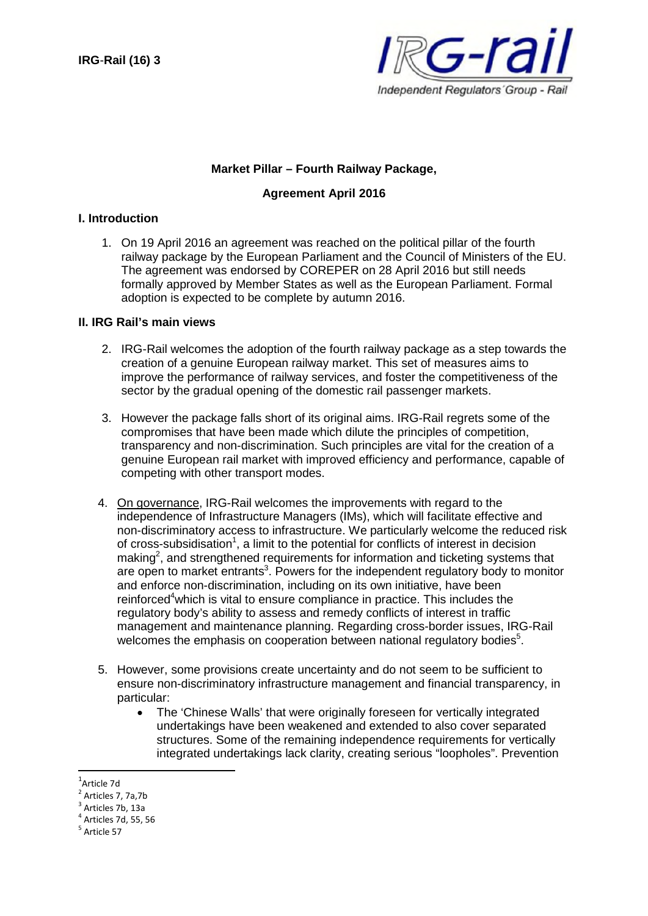**IRG-Rail (16) 3**

**Market Pillar – Fourth Railway Package,**

**Agreement April 2016**

## I. Introduction

1. On 19 April 2016 an agreement was reached on the political pillar of the fourth railway package by the European Parliament and the Council of Ministers of the EU. The agreement was endorsed by COREPER on 28 April 2016 but still needs formally approved by Member States as well as the European Parliament. Formal adoption is expected to be complete by autumn 2016.

## II. IRG Rail's main views

2. IRG-Rail welcomes the adoption of the fourth railway package as a step towards the creation of a genuine European railway market. This set of measures aims to improve the performance of railway services, and foster the competitiveness of the sector by the gradual opening of the domestic rail passenger markets.

3. However the package falls short of its original aims. IRG-Rail regrets some of the compromises that have been made which dilute the principles of competition, transparency and non-discrimination. Such principles are vital for the creation of a genuine European rail market with improved efficiency and performance, capable of competing with other transport modes.

4. On governance, IRG-Rail welcomes the improvements with regard to the independence of Infrastructure Managers (IMs), which will facilitate effective and non-discriminatory access to infrastructure. We particularly welcome the reduced risk of cross-subsidisation[1], a limit to the potential for conflicts of interest in decision making[2], and strengthened requirements for information and ticketing systems that are open to market entrants[3]. Powers for the independent regulatory body to monitor and enforce non-discrimination, including on its own initiative, have been reinforced[4] which is vital to ensure compliance in practice. This includes the regulatory body's ability to assess and remedy conflicts of interest in traffic management and maintenance planning. Regarding cross-border issues, IRG-Rail welcomes the emphasis on cooperation between national regulatory bodies[5].

5. However, some provisions create uncertainty and do not seem to be sufficient to ensure non-discriminatory infrastructure management and financial transparency, in particular:
   - The 'Chinese Walls' that were originally foreseen for vertically integrated undertakings have been weakened and extended to also cover separated structures. Some of the remaining independence requirements for vertically integrated undertakings lack clarity, creating serious "loopholes". Prevention

---

[1] Article 7d
[2] Articles 7, 7a, 7b
[3] Articles 7b, 13a
[4] Articles 7d, 55, 56
[5] Article 57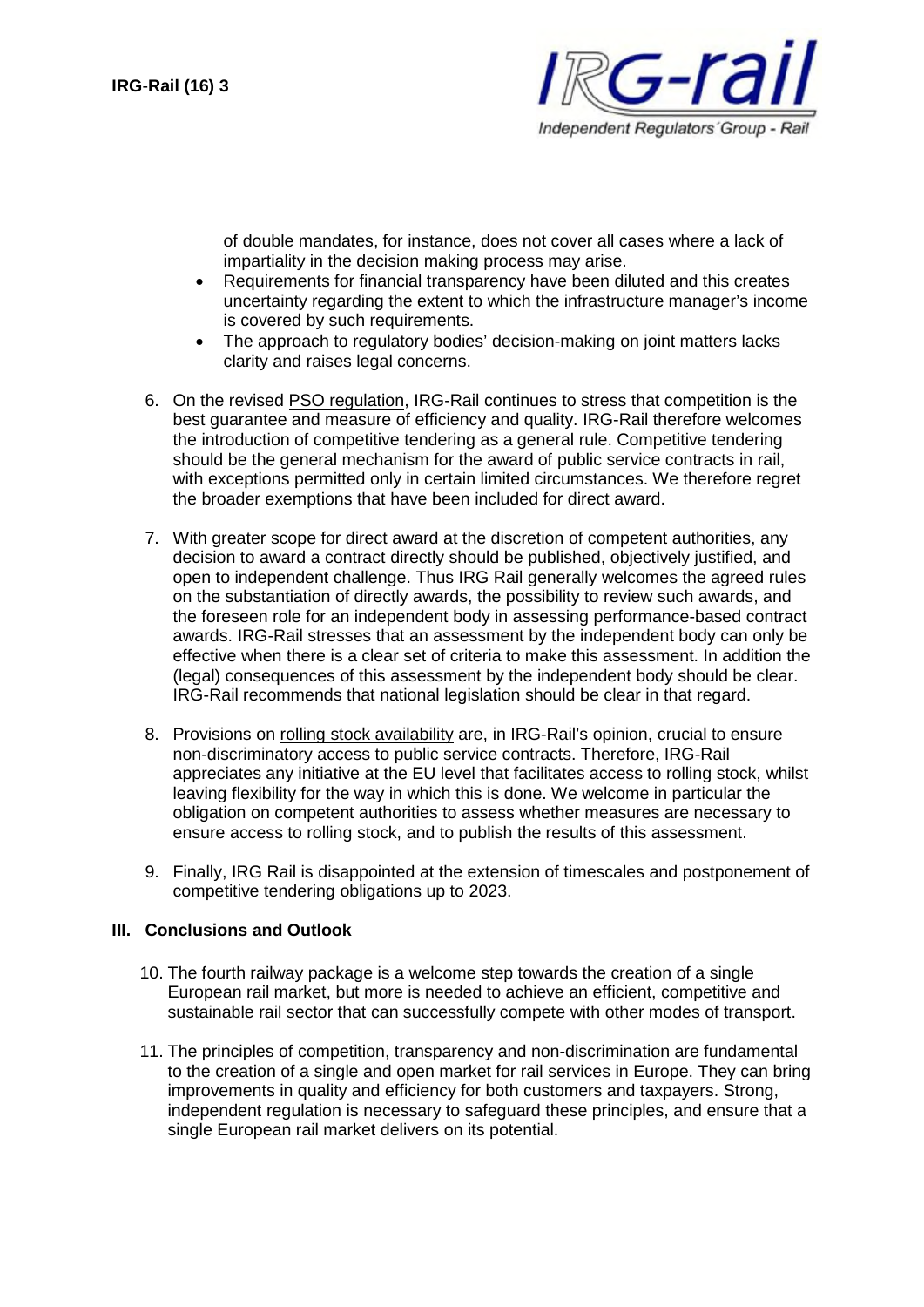of double mandates, for instance, does not cover all cases where a lack of impartiality in the decision making process may arise.

- Requirements for financial transparency have been diluted and this creates uncertainty regarding the extent to which the infrastructure manager's income is covered by such requirements.
- The approach to regulatory bodies' decision-making on joint matters lacks clarity and raises legal concerns.

6. On the revised PSO regulation, IRG-Rail continues to stress that competition is the best guarantee and measure of efficiency and quality. IRG-Rail therefore welcomes the introduction of competitive tendering as a general rule. Competitive tendering should be the general mechanism for the award of public service contracts in rail, with exceptions permitted only in certain limited circumstances. We therefore regret the broader exemptions that have been included for direct award.

7. With greater scope for direct award at the discretion of competent authorities, any decision to award a contract directly should be published, objectively justified, and open to independent challenge. Thus IRG Rail generally welcomes the agreed rules on the substantiation of directly awards, the possibility to review such awards, and the foreseen role for an independent body in assessing performance-based contract awards. IRG-Rail stresses that an assessment by the independent body can only be effective when there is a clear set of criteria to make this assessment. In addition the (legal) consequences of this assessment by the independent body should be clear. IRG-Rail recommends that national legislation should be clear in that regard.

8. Provisions on rolling stock availability are, in IRG-Rail's opinion, crucial to ensure non-discriminatory access to public service contracts. Therefore, IRG-Rail appreciates any initiative at the EU level that facilitates access to rolling stock, whilst leaving flexibility for the way in which this is done. We welcome in particular the obligation on competent authorities to assess whether measures are necessary to ensure access to rolling stock, and to publish the results of this assessment.

9. Finally, IRG Rail is disappointed at the extension of timescales and postponement of competitive tendering obligations up to 2023.

## III. Conclusions and Outlook

10. The fourth railway package is a welcome step towards the creation of a single European rail market, but more is needed to achieve an efficient, competitive and sustainable rail sector that can successfully compete with other modes of transport.

11. The principles of competition, transparency and non-discrimination are fundamental to the creation of a single and open market for rail services in Europe. They can bring improvements in quality and efficiency for both customers and taxpayers. Strong, independent regulation is necessary to safeguard these principles, and ensure that a single European rail market delivers on its potential.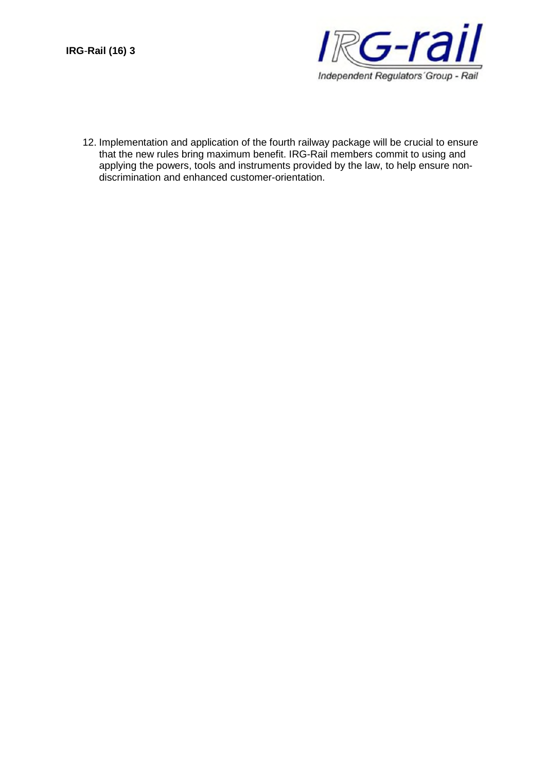12. Implementation and application of the fourth railway package will be crucial to ensure that the new rules bring maximum benefit. IRG-Rail members commit to using and applying the powers, tools and instruments provided by the law, to help ensure non-discrimination and enhanced customer-orientation.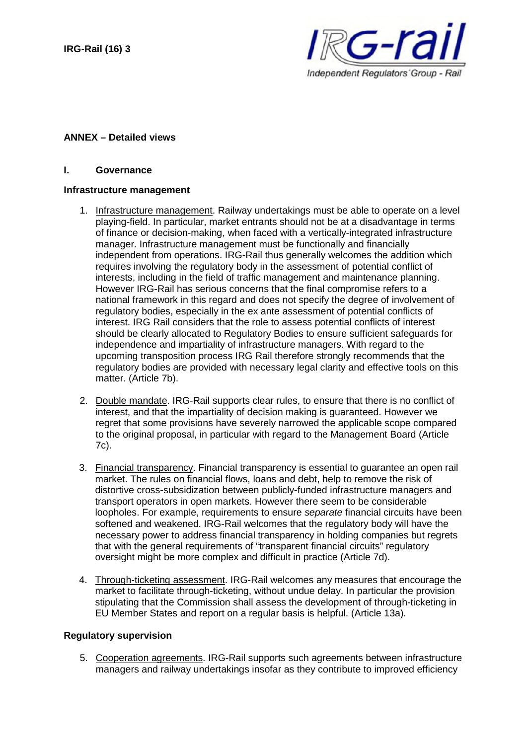## ANNEX – Detailed views

### I. Governance

#### Infrastructure management

1. Infrastructure management. Railway undertakings must be able to operate on a level playing-field. In particular, market entrants should not be at a disadvantage in terms of finance or decision-making, when faced with a vertically-integrated infrastructure manager. Infrastructure management must be functionally and financially independent from operations. IRG-Rail thus generally welcomes the addition which requires involving the regulatory body in the assessment of potential conflict of interests, including in the field of traffic management and maintenance planning. However IRG-Rail has serious concerns that the final compromise refers to a national framework in this regard and does not specify the degree of involvement of regulatory bodies, especially in the ex ante assessment of potential conflicts of interest. IRG Rail considers that the role to assess potential conflicts of interest should be clearly allocated to Regulatory Bodies to ensure sufficient safeguards for independence and impartiality of infrastructure managers. With regard to the upcoming transposition process IRG Rail therefore strongly recommends that the regulatory bodies are provided with necessary legal clarity and effective tools on this matter. (Article 7b).

2. Double mandate. IRG-Rail supports clear rules, to ensure that there is no conflict of interest, and that the impartiality of decision making is guaranteed. However we regret that some provisions have severely narrowed the applicable scope compared to the original proposal, in particular with regard to the Management Board (Article 7c).

3. Financial transparency. Financial transparency is essential to guarantee an open rail market. The rules on financial flows, loans and debt, help to remove the risk of distortive cross-subsidization between publicly-funded infrastructure managers and transport operators in open markets. However there seem to be considerable loopholes. For example, requirements to ensure *separate* financial circuits have been softened and weakened. IRG-Rail welcomes that the regulatory body will have the necessary power to address financial transparency in holding companies but regrets that with the general requirements of "transparent financial circuits" regulatory oversight might be more complex and difficult in practice (Article 7d).

4. Through-ticketing assessment. IRG-Rail welcomes any measures that encourage the market to facilitate through-ticketing, without undue delay. In particular the provision stipulating that the Commission shall assess the development of through-ticketing in EU Member States and report on a regular basis is helpful. (Article 13a).

#### Regulatory supervision

5. Cooperation agreements. IRG-Rail supports such agreements between infrastructure managers and railway undertakings insofar as they contribute to improved efficiency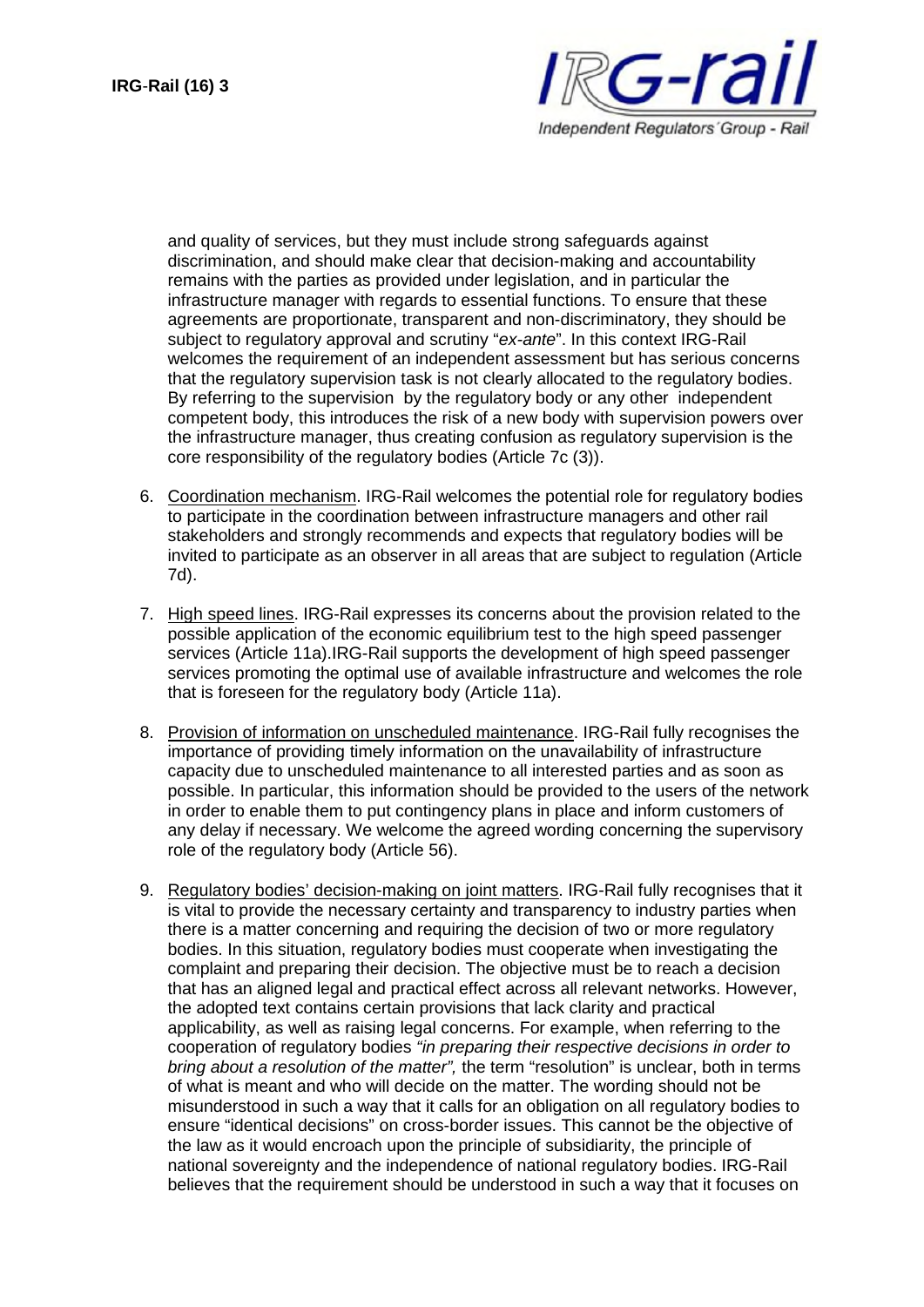and quality of services, but they must include strong safeguards against discrimination, and should make clear that decision-making and accountability remains with the parties as provided under legislation, and in particular the infrastructure manager with regards to essential functions. To ensure that these agreements are proportionate, transparent and non-discriminatory, they should be subject to regulatory approval and scrutiny "*ex-ante*". In this context IRG-Rail welcomes the requirement of an independent assessment but has serious concerns that the regulatory supervision task is not clearly allocated to the regulatory bodies. By referring to the supervision by the regulatory body or any other independent competent body, this introduces the risk of a new body with supervision powers over the infrastructure manager, thus creating confusion as regulatory supervision is the core responsibility of the regulatory bodies (Article 7c (3)).

6. Coordination mechanism. IRG-Rail welcomes the potential role for regulatory bodies to participate in the coordination between infrastructure managers and other rail stakeholders and strongly recommends and expects that regulatory bodies will be invited to participate as an observer in all areas that are subject to regulation (Article 7d).

7. High speed lines. IRG-Rail expresses its concerns about the provision related to the possible application of the economic equilibrium test to the high speed passenger services (Article 11a).IRG-Rail supports the development of high speed passenger services promoting the optimal use of available infrastructure and welcomes the role that is foreseen for the regulatory body (Article 11a).

8. Provision of information on unscheduled maintenance. IRG-Rail fully recognises the importance of providing timely information on the unavailability of infrastructure capacity due to unscheduled maintenance to all interested parties and as soon as possible. In particular, this information should be provided to the users of the network in order to enable them to put contingency plans in place and inform customers of any delay if necessary. We welcome the agreed wording concerning the supervisory role of the regulatory body (Article 56).

9. Regulatory bodies' decision-making on joint matters. IRG-Rail fully recognises that it is vital to provide the necessary certainty and transparency to industry parties when there is a matter concerning and requiring the decision of two or more regulatory bodies. In this situation, regulatory bodies must cooperate when investigating the complaint and preparing their decision. The objective must be to reach a decision that has an aligned legal and practical effect across all relevant networks. However, the adopted text contains certain provisions that lack clarity and practical applicability, as well as raising legal concerns. For example, when referring to the cooperation of regulatory bodies *"in preparing their respective decisions in order to bring about a resolution of the matter",* the term "resolution" is unclear, both in terms of what is meant and who will decide on the matter. The wording should not be misunderstood in such a way that it calls for an obligation on all regulatory bodies to ensure "identical decisions" on cross-border issues. This cannot be the objective of the law as it would encroach upon the principle of subsidiarity, the principle of national sovereignty and the independence of national regulatory bodies. IRG-Rail believes that the requirement should be understood in such a way that it focuses on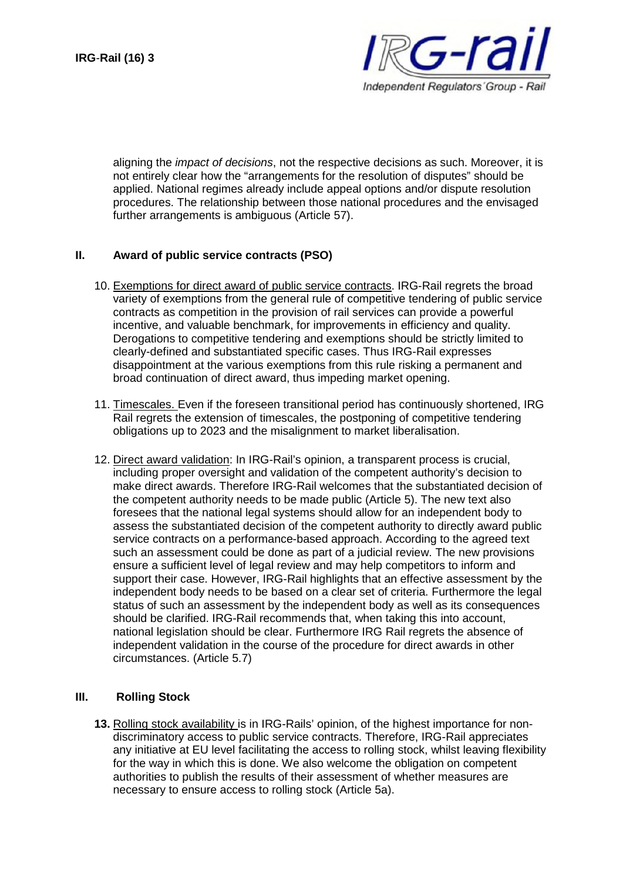aligning the *impact of decisions*, not the respective decisions as such. Moreover, it is not entirely clear how the "arrangements for the resolution of disputes" should be applied. National regimes already include appeal options and/or dispute resolution procedures. The relationship between those national procedures and the envisaged further arrangements is ambiguous (Article 57).

## II. Award of public service contracts (PSO)

10. Exemptions for direct award of public service contracts. IRG-Rail regrets the broad variety of exemptions from the general rule of competitive tendering of public service contracts as competition in the provision of rail services can provide a powerful incentive, and valuable benchmark, for improvements in efficiency and quality. Derogations to competitive tendering and exemptions should be strictly limited to clearly-defined and substantiated specific cases. Thus IRG-Rail expresses disappointment at the various exemptions from this rule risking a permanent and broad continuation of direct award, thus impeding market opening.

11. Timescales. Even if the foreseen transitional period has continuously shortened, IRG Rail regrets the extension of timescales, the postponing of competitive tendering obligations up to 2023 and the misalignment to market liberalisation.

12. Direct award validation: In IRG-Rail's opinion, a transparent process is crucial, including proper oversight and validation of the competent authority's decision to make direct awards. Therefore IRG-Rail welcomes that the substantiated decision of the competent authority needs to be made public (Article 5). The new text also foresees that the national legal systems should allow for an independent body to assess the substantiated decision of the competent authority to directly award public service contracts on a performance-based approach. According to the agreed text such an assessment could be done as part of a judicial review. The new provisions ensure a sufficient level of legal review and may help competitors to inform and support their case. However, IRG-Rail highlights that an effective assessment by the independent body needs to be based on a clear set of criteria. Furthermore the legal status of such an assessment by the independent body as well as its consequences should be clarified. IRG-Rail recommends that, when taking this into account, national legislation should be clear. Furthermore IRG Rail regrets the absence of independent validation in the course of the procedure for direct awards in other circumstances. (Article 5.7)

## III. Rolling Stock

**13.** Rolling stock availability is in IRG-Rails' opinion, of the highest importance for non-discriminatory access to public service contracts. Therefore, IRG-Rail appreciates any initiative at EU level facilitating the access to rolling stock, whilst leaving flexibility for the way in which this is done. We also welcome the obligation on competent authorities to publish the results of their assessment of whether measures are necessary to ensure access to rolling stock (Article 5a).